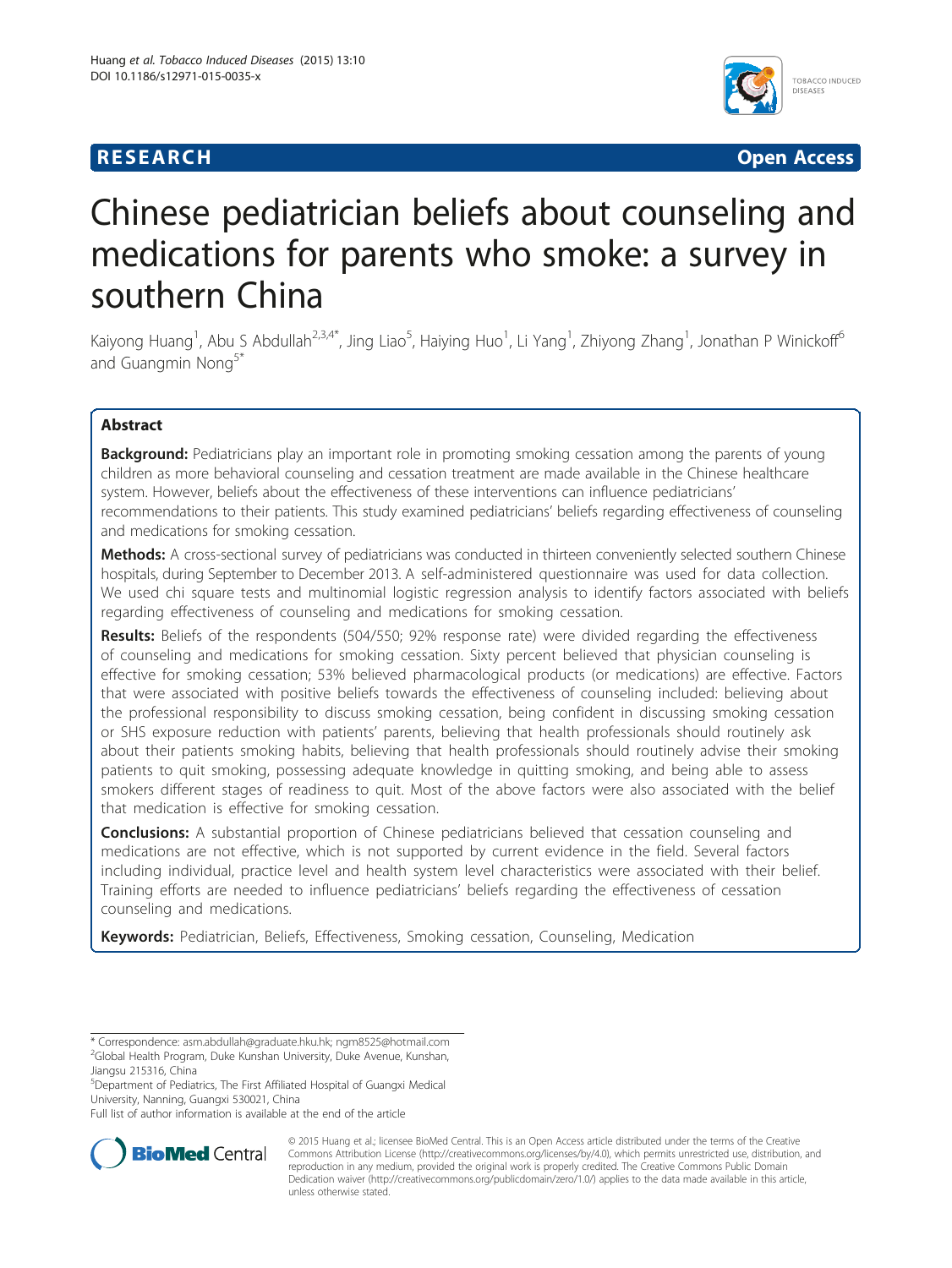RESEARCH Open Access

# Chinese pediatrician beliefs about counseling and medications for parents who smoke: a survey in southern China

Kaiyong Huang[1], Abu S Abdullah[2,3,4*], Jing Liao[5], Haiying Huo[1], Li Yang[1], Zhiyong Zhang[1], Jonathan P Winickoff[6] and Guangmin Nong[5*]

## Abstract

**Background:** Pediatricians play an important role in promoting smoking cessation among the parents of young children as more behavioral counseling and cessation treatment are made available in the Chinese healthcare system. However, beliefs about the effectiveness of these interventions can influence pediatricians' recommendations to their patients. This study examined pediatricians' beliefs regarding effectiveness of counseling and medications for smoking cessation.

**Methods:** A cross-sectional survey of pediatricians was conducted in thirteen conveniently selected southern Chinese hospitals, during September to December 2013. A self-administered questionnaire was used for data collection. We used chi square tests and multinomial logistic regression analysis to identify factors associated with beliefs regarding effectiveness of counseling and medications for smoking cessation.

**Results:** Beliefs of the respondents (504/550; 92% response rate) were divided regarding the effectiveness of counseling and medications for smoking cessation. Sixty percent believed that physician counseling is effective for smoking cessation; 53% believed pharmacological products (or medications) are effective. Factors that were associated with positive beliefs towards the effectiveness of counseling included: believing about the professional responsibility to discuss smoking cessation, being confident in discussing smoking cessation or SHS exposure reduction with patients' parents, believing that health professionals should routinely ask about their patients smoking habits, believing that health professionals should routinely advise their smoking patients to quit smoking, possessing adequate knowledge in quitting smoking, and being able to assess smokers different stages of readiness to quit. Most of the above factors were also associated with the belief that medication is effective for smoking cessation.

**Conclusions:** A substantial proportion of Chinese pediatricians believed that cessation counseling and medications are not effective, which is not supported by current evidence in the field. Several factors including individual, practice level and health system level characteristics were associated with their belief. Training efforts are needed to influence pediatricians' beliefs regarding the effectiveness of cessation counseling and medications.

**Keywords:** Pediatrician, Beliefs, Effectiveness, Smoking cessation, Counseling, Medication

* Correspondence: asm.abdullah@graduate.hku.hk; ngm8525@hotmail.com
[2]Global Health Program, Duke Kunshan University, Duke Avenue, Kunshan, Jiangsu 215316, China
[5]Department of Pediatrics, The First Affiliated Hospital of Guangxi Medical University, Nanning, Guangxi 530021, China
Full list of author information is available at the end of the article

© 2015 Huang et al.; licensee BioMed Central. This is an Open Access article distributed under the terms of the Creative Commons Attribution License (http://creativecommons.org/licenses/by/4.0), which permits unrestricted use, distribution, and reproduction in any medium, provided the original work is properly credited. The Creative Commons Public Domain Dedication waiver (http://creativecommons.org/publicdomain/zero/1.0/) applies to the data made available in this article, unless otherwise stated.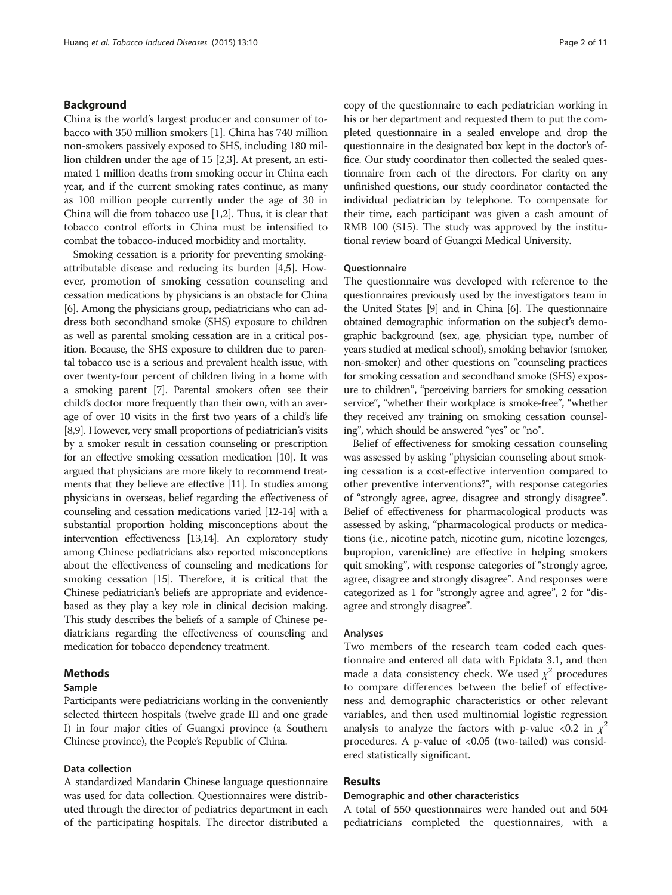## Background

China is the world's largest producer and consumer of tobacco with 350 million smokers [1]. China has 740 million non-smokers passively exposed to SHS, including 180 million children under the age of 15 [2,3]. At present, an estimated 1 million deaths from smoking occur in China each year, and if the current smoking rates continue, as many as 100 million people currently under the age of 30 in China will die from tobacco use [1,2]. Thus, it is clear that tobacco control efforts in China must be intensified to combat the tobacco-induced morbidity and mortality.

Smoking cessation is a priority for preventing smoking-attributable disease and reducing its burden [4,5]. However, promotion of smoking cessation counseling and cessation medications by physicians is an obstacle for China [6]. Among the physicians group, pediatricians who can address both secondhand smoke (SHS) exposure to children as well as parental smoking cessation are in a critical position. Because, the SHS exposure to children due to parental tobacco use is a serious and prevalent health issue, with over twenty-four percent of children living in a home with a smoking parent [7]. Parental smokers often see their child's doctor more frequently than their own, with an average of over 10 visits in the first two years of a child's life [8,9]. However, very small proportions of pediatrician's visits by a smoker result in cessation counseling or prescription for an effective smoking cessation medication [10]. It was argued that physicians are more likely to recommend treatments that they believe are effective [11]. In studies among physicians in overseas, belief regarding the effectiveness of counseling and cessation medications varied [12-14] with a substantial proportion holding misconceptions about the intervention effectiveness [13,14]. An exploratory study among Chinese pediatricians also reported misconceptions about the effectiveness of counseling and medications for smoking cessation [15]. Therefore, it is critical that the Chinese pediatrician's beliefs are appropriate and evidence-based as they play a key role in clinical decision making. This study describes the beliefs of a sample of Chinese pediatricians regarding the effectiveness of counseling and medication for tobacco dependency treatment.

## Methods

### Sample

Participants were pediatricians working in the conveniently selected thirteen hospitals (twelve grade III and one grade I) in four major cities of Guangxi province (a Southern Chinese province), the People's Republic of China.

### Data collection

A standardized Mandarin Chinese language questionnaire was used for data collection. Questionnaires were distributed through the director of pediatrics department in each of the participating hospitals. The director distributed a copy of the questionnaire to each pediatrician working in his or her department and requested them to put the completed questionnaire in a sealed envelope and drop the questionnaire in the designated box kept in the doctor's office. Our study coordinator then collected the sealed questionnaire from each of the directors. For clarity on any unfinished questions, our study coordinator contacted the individual pediatrician by telephone. To compensate for their time, each participant was given a cash amount of RMB 100 ($15). The study was approved by the institutional review board of Guangxi Medical University.

### Questionnaire

The questionnaire was developed with reference to the questionnaires previously used by the investigators team in the United States [9] and in China [6]. The questionnaire obtained demographic information on the subject's demographic background (sex, age, physician type, number of years studied at medical school), smoking behavior (smoker, non-smoker) and other questions on "counseling practices for smoking cessation and secondhand smoke (SHS) exposure to children", "perceiving barriers for smoking cessation service", "whether their workplace is smoke-free", "whether they received any training on smoking cessation counseling", which should be answered "yes" or "no".

Belief of effectiveness for smoking cessation counseling was assessed by asking "physician counseling about smoking cessation is a cost-effective intervention compared to other preventive interventions?", with response categories of "strongly agree, agree, disagree and strongly disagree". Belief of effectiveness for pharmacological products was assessed by asking, "pharmacological products or medications (i.e., nicotine patch, nicotine gum, nicotine lozenges, bupropion, varenicline) are effective in helping smokers quit smoking", with response categories of "strongly agree, agree, disagree and strongly disagree". And responses were categorized as 1 for "strongly agree and agree", 2 for "disagree and strongly disagree".

### Analyses

Two members of the research team coded each questionnaire and entered all data with Epidata 3.1, and then made a data consistency check. We used $\chi^2$ procedures to compare differences between the belief of effectiveness and demographic characteristics or other relevant variables, and then used multinomial logistic regression analysis to analyze the factors with p-value <0.2 in $\chi^2$ procedures. A p-value of <0.05 (two-tailed) was considered statistically significant.

## Results

### Demographic and other characteristics

A total of 550 questionnaires were handed out and 504 pediatricians completed the questionnaires, with a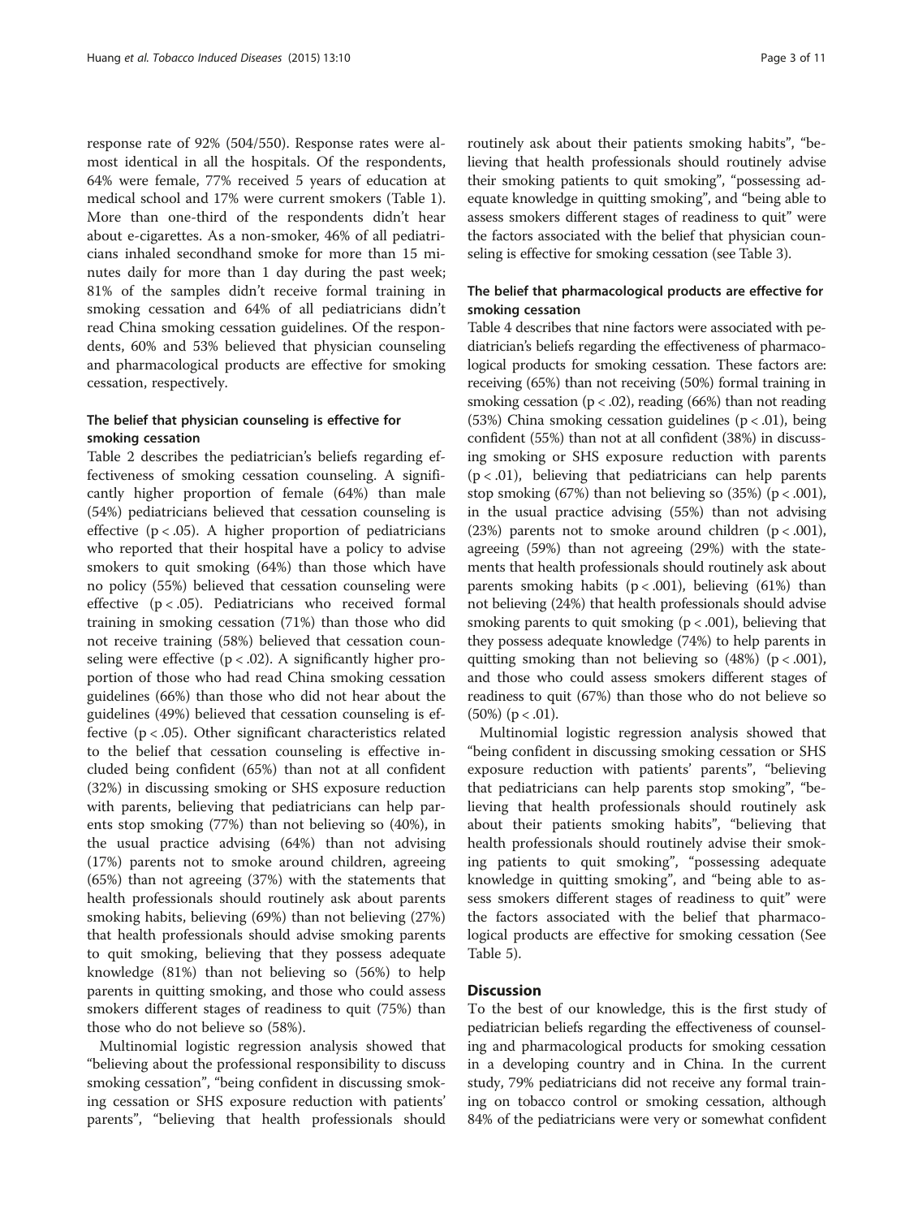response rate of 92% (504/550). Response rates were almost identical in all the hospitals. Of the respondents, 64% were female, 77% received 5 years of education at medical school and 17% were current smokers (Table 1). More than one-third of the respondents didn't hear about e-cigarettes. As a non-smoker, 46% of all pediatricians inhaled secondhand smoke for more than 15 minutes daily for more than 1 day during the past week; 81% of the samples didn't receive formal training in smoking cessation and 64% of all pediatricians didn't read China smoking cessation guidelines. Of the respondents, 60% and 53% believed that physician counseling and pharmacological products are effective for smoking cessation, respectively.

### The belief that physician counseling is effective for smoking cessation

Table 2 describes the pediatrician's beliefs regarding effectiveness of smoking cessation counseling. A significantly higher proportion of female (64%) than male (54%) pediatricians believed that cessation counseling is effective ($p < .05$). A higher proportion of pediatricians who reported that their hospital have a policy to advise smokers to quit smoking (64%) than those which have no policy (55%) believed that cessation counseling were effective ($p < .05$). Pediatricians who received formal training in smoking cessation (71%) than those who did not receive training (58%) believed that cessation counseling were effective ($p < .02$). A significantly higher proportion of those who had read China smoking cessation guidelines (66%) than those who did not hear about the guidelines (49%) believed that cessation counseling is effective ($p < .05$). Other significant characteristics related to the belief that cessation counseling is effective included being confident (65%) than not at all confident (32%) in discussing smoking or SHS exposure reduction with parents, believing that pediatricians can help parents stop smoking (77%) than not believing so (40%), in the usual practice advising (64%) than not advising (17%) parents not to smoke around children, agreeing (65%) than not agreeing (37%) with the statements that health professionals should routinely ask about parents smoking habits, believing (69%) than not believing (27%) that health professionals should advise smoking parents to quit smoking, believing that they possess adequate knowledge (81%) than not believing so (56%) to help parents in quitting smoking, and those who could assess smokers different stages of readiness to quit (75%) than those who do not believe so (58%).

Multinomial logistic regression analysis showed that "believing about the professional responsibility to discuss smoking cessation", "being confident in discussing smoking cessation or SHS exposure reduction with patients' parents", "believing that health professionals should routinely ask about their patients smoking habits", "believing that health professionals should routinely advise their smoking patients to quit smoking", "possessing adequate knowledge in quitting smoking", and "being able to assess smokers different stages of readiness to quit" were the factors associated with the belief that physician counseling is effective for smoking cessation (see Table 3).

### The belief that pharmacological products are effective for smoking cessation

Table 4 describes that nine factors were associated with pediatrician's beliefs regarding the effectiveness of pharmacological products for smoking cessation. These factors are: receiving (65%) than not receiving (50%) formal training in smoking cessation ($p < .02$), reading (66%) than not reading (53%) China smoking cessation guidelines ($p < .01$), being confident (55%) than not at all confident (38%) in discussing smoking or SHS exposure reduction with parents ($p < .01$), believing that pediatricians can help parents stop smoking (67%) than not believing so (35%) ($p < .001$), in the usual practice advising (55%) than not advising (23%) parents not to smoke around children ($p < .001$), agreeing (59%) than not agreeing (29%) with the statements that health professionals should routinely ask about parents smoking habits ($p < .001$), believing (61%) than not believing (24%) that health professionals should advise smoking parents to quit smoking ($p < .001$), believing that they possess adequate knowledge (74%) to help parents in quitting smoking than not believing so (48%) ($p < .001$), and those who could assess smokers different stages of readiness to quit (67%) than those who do not believe so (50%) ($p < .01$).

Multinomial logistic regression analysis showed that "being confident in discussing smoking cessation or SHS exposure reduction with patients' parents", "believing that pediatricians can help parents stop smoking", "believing that health professionals should routinely ask about their patients smoking habits", "believing that health professionals should routinely advise their smoking patients to quit smoking", "possessing adequate knowledge in quitting smoking", and "being able to assess smokers different stages of readiness to quit" were the factors associated with the belief that pharmacological products are effective for smoking cessation (See Table 5).

## Discussion

To the best of our knowledge, this is the first study of pediatrician beliefs regarding the effectiveness of counseling and pharmacological products for smoking cessation in a developing country and in China. In the current study, 79% pediatricians did not receive any formal training on tobacco control or smoking cessation, although 84% of the pediatricians were very or somewhat confident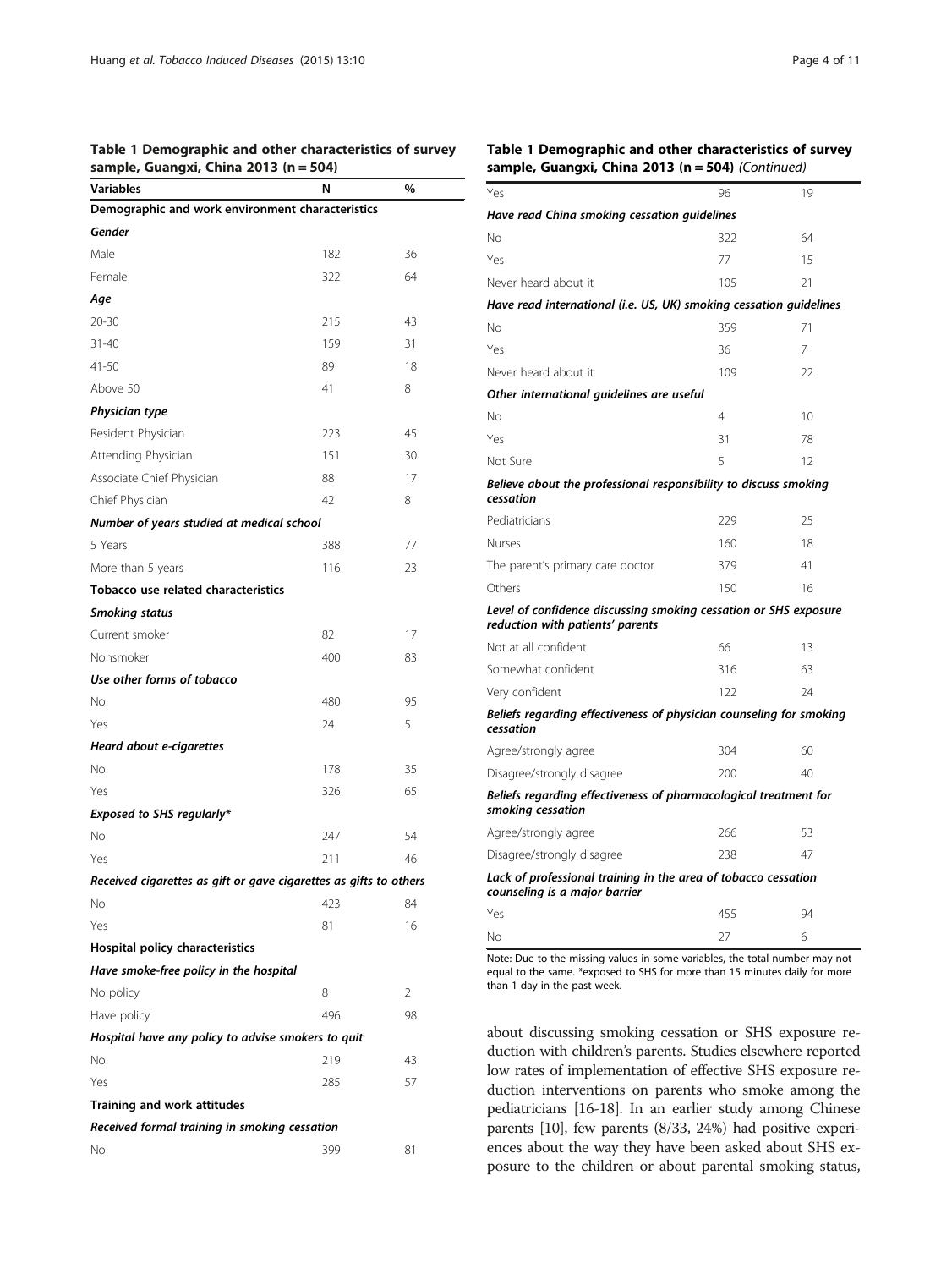**Table 1 Demographic and other characteristics of survey sample, Guangxi, China 2013 (n = 504)**

| Variables | N | % |
|---|---|---|
| **Demographic and work environment characteristics** | | |
| ***Gender*** | | |
| Male | 182 | 36 |
| Female | 322 | 64 |
| ***Age*** | | |
| 20-30 | 215 | 43 |
| 31-40 | 159 | 31 |
| 41-50 | 89 | 18 |
| Above 50 | 41 | 8 |
| ***Physician type*** | | |
| Resident Physician | 223 | 45 |
| Attending Physician | 151 | 30 |
| Associate Chief Physician | 88 | 17 |
| Chief Physician | 42 | 8 |
| ***Number of years studied at medical school*** | | |
| 5 Years | 388 | 77 |
| More than 5 years | 116 | 23 |
| **Tobacco use related characteristics** | | |
| ***Smoking status*** | | |
| Current smoker | 82 | 17 |
| Nonsmoker | 400 | 83 |
| ***Use other forms of tobacco*** | | |
| No | 480 | 95 |
| Yes | 24 | 5 |
| ***Heard about e-cigarettes*** | | |
| No | 178 | 35 |
| Yes | 326 | 65 |
| ***Exposed to SHS regularly**** | | |
| No | 247 | 54 |
| Yes | 211 | 46 |
| ***Received cigarettes as gift or gave cigarettes as gifts to others*** | | |
| No | 423 | 84 |
| Yes | 81 | 16 |
| **Hospital policy characteristics** | | |
| ***Have smoke-free policy in the hospital*** | | |
| No policy | 8 | 2 |
| Have policy | 496 | 98 |
| ***Hospital have any policy to advise smokers to quit*** | | |
| No | 219 | 43 |
| Yes | 285 | 57 |
| **Training and work attitudes** | | |
| ***Received formal training in smoking cessation*** | | |
| No | 399 | 81 |
| Yes | 96 | 19 |
| ***Have read China smoking cessation guidelines*** | | |
| No | 322 | 64 |
| Yes | 77 | 15 |
| Never heard about it | 105 | 21 |
| ***Have read international (i.e. US, UK) smoking cessation guidelines*** | | |
| No | 359 | 71 |
| Yes | 36 | 7 |
| Never heard about it | 109 | 22 |
| ***Other international guidelines are useful*** | | |
| No | 4 | 10 |
| Yes | 31 | 78 |
| Not Sure | 5 | 12 |
| ***Believe about the professional responsibility to discuss smoking cessation*** | | |
| Pediatricians | 229 | 25 |
| Nurses | 160 | 18 |
| The parent's primary care doctor | 379 | 41 |
| Others | 150 | 16 |
| ***Level of confidence discussing smoking cessation or SHS exposure reduction with patients' parents*** | | |
| Not at all confident | 66 | 13 |
| Somewhat confident | 316 | 63 |
| Very confident | 122 | 24 |
| ***Beliefs regarding effectiveness of physician counseling for smoking cessation*** | | |
| Agree/strongly agree | 304 | 60 |
| Disagree/strongly disagree | 200 | 40 |
| ***Beliefs regarding effectiveness of pharmacological treatment for smoking cessation*** | | |
| Agree/strongly agree | 266 | 53 |
| Disagree/strongly disagree | 238 | 47 |
| ***Lack of professional training in the area of tobacco cessation counseling is a major barrier*** | | |
| Yes | 455 | 94 |
| No | 27 | 6 |

Note: Due to the missing values in some variables, the total number may not equal to the same. *exposed to SHS for more than 15 minutes daily for more than 1 day in the past week.

about discussing smoking cessation or SHS exposure reduction with children's parents. Studies elsewhere reported low rates of implementation of effective SHS exposure reduction interventions on parents who smoke among the pediatricians [16-18]. In an earlier study among Chinese parents [10], few parents (8/33, 24%) had positive experiences about the way they have been asked about SHS exposure to the children or about parental smoking status,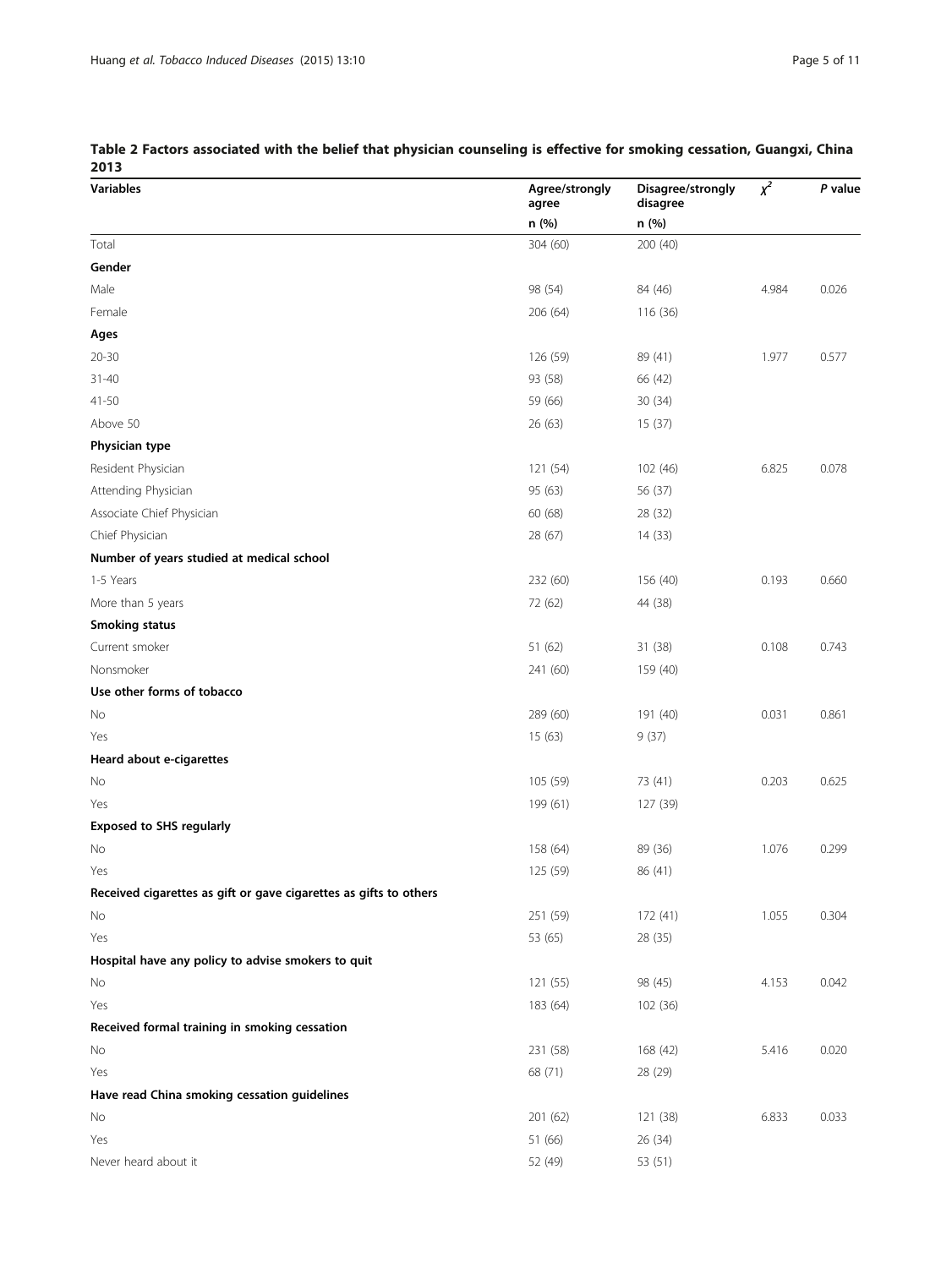**Table 2 Factors associated with the belief that physician counseling is effective for smoking cessation, Guangxi, China 2013**

| Variables | Agree/strongly agree | Disagree/strongly disagree | $\chi^2$ | *P* value |
|---|---|---|---|---|
| | n (%) | n (%) | | |
| Total | 304 (60) | 200 (40) | | |
| **Gender** | | | | |
| Male | 98 (54) | 84 (46) | 4.984 | 0.026 |
| Female | 206 (64) | 116 (36) | | |
| **Ages** | | | | |
| 20-30 | 126 (59) | 89 (41) | 1.977 | 0.577 |
| 31-40 | 93 (58) | 66 (42) | | |
| 41-50 | 59 (66) | 30 (34) | | |
| Above 50 | 26 (63) | 15 (37) | | |
| **Physician type** | | | | |
| Resident Physician | 121 (54) | 102 (46) | 6.825 | 0.078 |
| Attending Physician | 95 (63) | 56 (37) | | |
| Associate Chief Physician | 60 (68) | 28 (32) | | |
| Chief Physician | 28 (67) | 14 (33) | | |
| **Number of years studied at medical school** | | | | |
| 1-5 Years | 232 (60) | 156 (40) | 0.193 | 0.660 |
| More than 5 years | 72 (62) | 44 (38) | | |
| **Smoking status** | | | | |
| Current smoker | 51 (62) | 31 (38) | 0.108 | 0.743 |
| Nonsmoker | 241 (60) | 159 (40) | | |
| **Use other forms of tobacco** | | | | |
| No | 289 (60) | 191 (40) | 0.031 | 0.861 |
| Yes | 15 (63) | 9 (37) | | |
| **Heard about e-cigarettes** | | | | |
| No | 105 (59) | 73 (41) | 0.203 | 0.625 |
| Yes | 199 (61) | 127 (39) | | |
| **Exposed to SHS regularly** | | | | |
| No | 158 (64) | 89 (36) | 1.076 | 0.299 |
| Yes | 125 (59) | 86 (41) | | |
| **Received cigarettes as gift or gave cigarettes as gifts to others** | | | | |
| No | 251 (59) | 172 (41) | 1.055 | 0.304 |
| Yes | 53 (65) | 28 (35) | | |
| **Hospital have any policy to advise smokers to quit** | | | | |
| No | 121 (55) | 98 (45) | 4.153 | 0.042 |
| Yes | 183 (64) | 102 (36) | | |
| **Received formal training in smoking cessation** | | | | |
| No | 231 (58) | 168 (42) | 5.416 | 0.020 |
| Yes | 68 (71) | 28 (29) | | |
| **Have read China smoking cessation guidelines** | | | | |
| No | 201 (62) | 121 (38) | 6.833 | 0.033 |
| Yes | 51 (66) | 26 (34) | | |
| Never heard about it | 52 (49) | 53 (51) | | |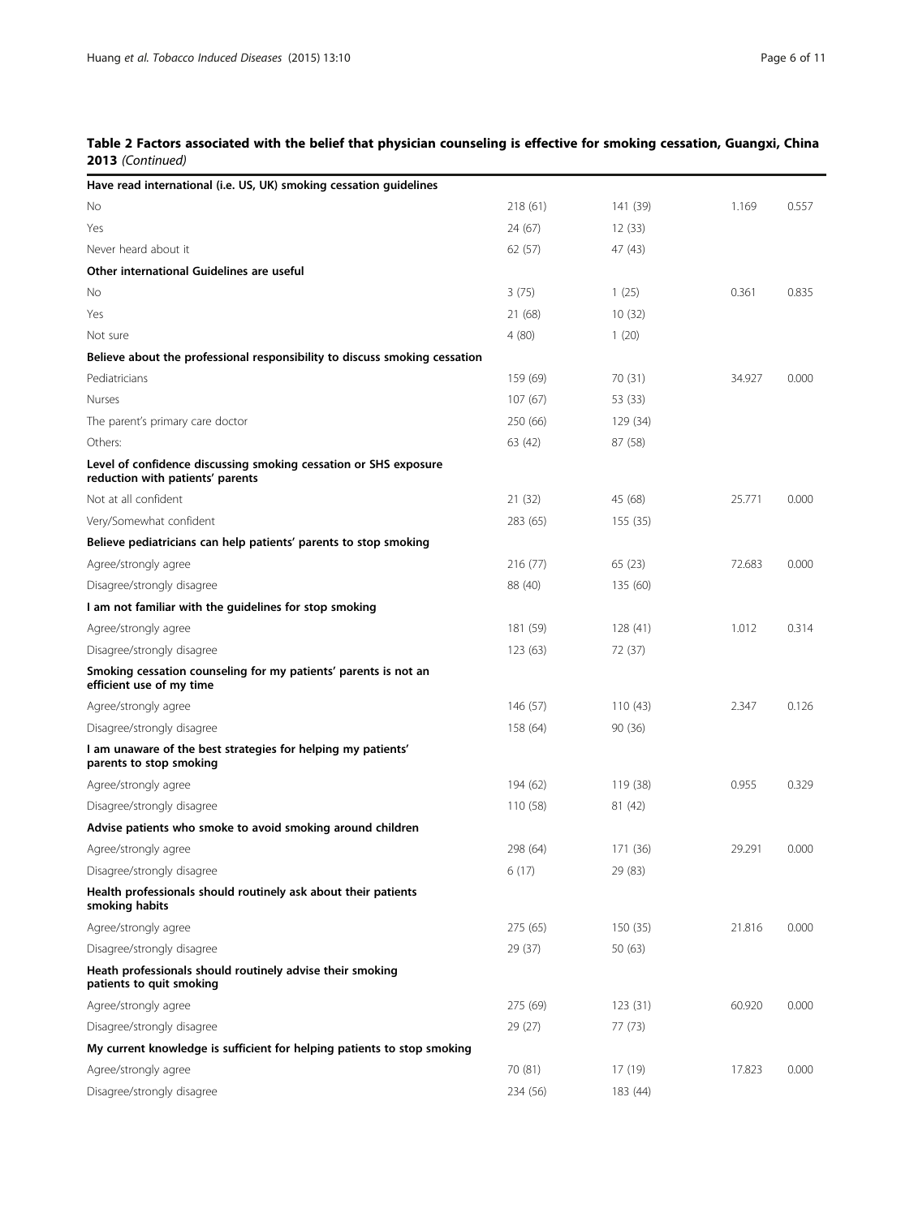**Table 2 Factors associated with the belief that physician counseling is effective for smoking cessation, Guangxi, China 2013** *(Continued)*

| | | | | |
|---|---|---|---|---|
| **Have read international (i.e. US, UK) smoking cessation guidelines** | | | | |
| No | 218 (61) | 141 (39) | 1.169 | 0.557 |
| Yes | 24 (67) | 12 (33) | | |
| Never heard about it | 62 (57) | 47 (43) | | |
| **Other international Guidelines are useful** | | | | |
| No | 3 (75) | 1 (25) | 0.361 | 0.835 |
| Yes | 21 (68) | 10 (32) | | |
| Not sure | 4 (80) | 1 (20) | | |
| **Believe about the professional responsibility to discuss smoking cessation** | | | | |
| Pediatricians | 159 (69) | 70 (31) | 34.927 | 0.000 |
| Nurses | 107 (67) | 53 (33) | | |
| The parent's primary care doctor | 250 (66) | 129 (34) | | |
| Others: | 63 (42) | 87 (58) | | |
| **Level of confidence discussing smoking cessation or SHS exposure reduction with patients' parents** | | | | |
| Not at all confident | 21 (32) | 45 (68) | 25.771 | 0.000 |
| Very/Somewhat confident | 283 (65) | 155 (35) | | |
| **Believe pediatricians can help patients' parents to stop smoking** | | | | |
| Agree/strongly agree | 216 (77) | 65 (23) | 72.683 | 0.000 |
| Disagree/strongly disagree | 88 (40) | 135 (60) | | |
| **I am not familiar with the guidelines for stop smoking** | | | | |
| Agree/strongly agree | 181 (59) | 128 (41) | 1.012 | 0.314 |
| Disagree/strongly disagree | 123 (63) | 72 (37) | | |
| **Smoking cessation counseling for my patients' parents is not an efficient use of my time** | | | | |
| Agree/strongly agree | 146 (57) | 110 (43) | 2.347 | 0.126 |
| Disagree/strongly disagree | 158 (64) | 90 (36) | | |
| **I am unaware of the best strategies for helping my patients' parents to stop smoking** | | | | |
| Agree/strongly agree | 194 (62) | 119 (38) | 0.955 | 0.329 |
| Disagree/strongly disagree | 110 (58) | 81 (42) | | |
| **Advise patients who smoke to avoid smoking around children** | | | | |
| Agree/strongly agree | 298 (64) | 171 (36) | 29.291 | 0.000 |
| Disagree/strongly disagree | 6 (17) | 29 (83) | | |
| **Health professionals should routinely ask about their patients smoking habits** | | | | |
| Agree/strongly agree | 275 (65) | 150 (35) | 21.816 | 0.000 |
| Disagree/strongly disagree | 29 (37) | 50 (63) | | |
| **Heath professionals should routinely advise their smoking patients to quit smoking** | | | | |
| Agree/strongly agree | 275 (69) | 123 (31) | 60.920 | 0.000 |
| Disagree/strongly disagree | 29 (27) | 77 (73) | | |
| **My current knowledge is sufficient for helping patients to stop smoking** | | | | |
| Agree/strongly agree | 70 (81) | 17 (19) | 17.823 | 0.000 |
| Disagree/strongly disagree | 234 (56) | 183 (44) | | |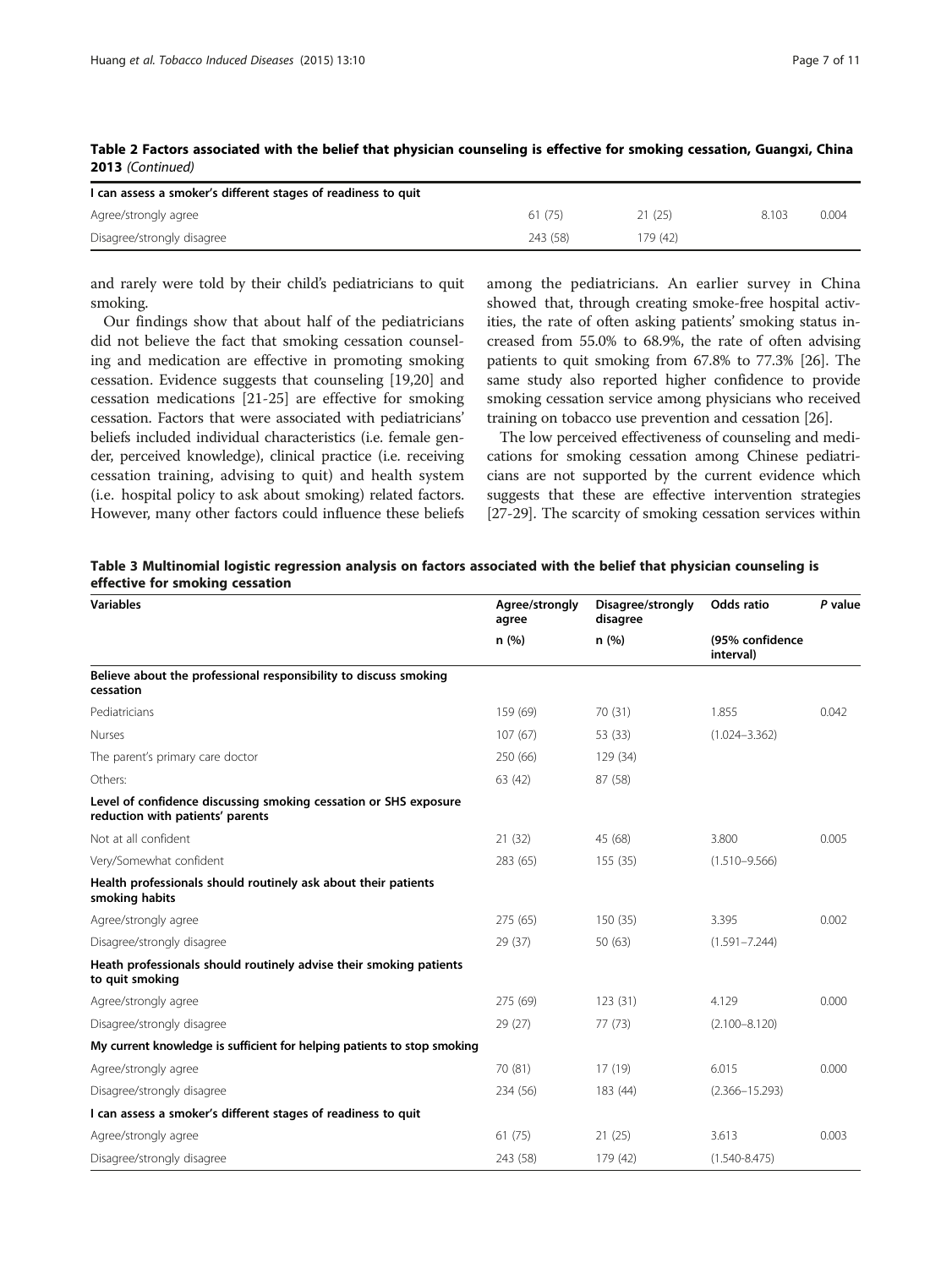**Table 2 Factors associated with the belief that physician counseling is effective for smoking cessation, Guangxi, China 2013** *(Continued)*

| | | | | |
|---|---|---|---|---|
| **I can assess a smoker's different stages of readiness to quit** | | | | |
| Agree/strongly agree | 61 (75) | 21 (25) | 8.103 | 0.004 |
| Disagree/strongly disagree | 243 (58) | 179 (42) | | |

and rarely were told by their child's pediatricians to quit smoking.

Our findings show that about half of the pediatricians did not believe the fact that smoking cessation counseling and medication are effective in promoting smoking cessation. Evidence suggests that counseling [19,20] and cessation medications [21-25] are effective for smoking cessation. Factors that were associated with pediatricians' beliefs included individual characteristics (i.e. female gender, perceived knowledge), clinical practice (i.e. receiving cessation training, advising to quit) and health system (i.e. hospital policy to ask about smoking) related factors. However, many other factors could influence these beliefs among the pediatricians. An earlier survey in China showed that, through creating smoke-free hospital activities, the rate of often asking patients' smoking status increased from 55.0% to 68.9%, the rate of often advising patients to quit smoking from 67.8% to 77.3% [26]. The same study also reported higher confidence to provide smoking cessation service among physicians who received training on tobacco use prevention and cessation [26].

The low perceived effectiveness of counseling and medications for smoking cessation among Chinese pediatricians are not supported by the current evidence which suggests that these are effective intervention strategies [27-29]. The scarcity of smoking cessation services within

**Table 3 Multinomial logistic regression analysis on factors associated with the belief that physician counseling is effective for smoking cessation**

| Variables | Agree/strongly agree | Disagree/strongly disagree | Odds ratio | *P* value |
|---|---|---|---|---|
| | n (%) | n (%) | (95% confidence interval) | |
| **Believe about the professional responsibility to discuss smoking cessation** | | | | |
| Pediatricians | 159 (69) | 70 (31) | 1.855 | 0.042 |
| Nurses | 107 (67) | 53 (33) | (1.024–3.362) | |
| The parent's primary care doctor | 250 (66) | 129 (34) | | |
| Others: | 63 (42) | 87 (58) | | |
| **Level of confidence discussing smoking cessation or SHS exposure reduction with patients' parents** | | | | |
| Not at all confident | 21 (32) | 45 (68) | 3.800 | 0.005 |
| Very/Somewhat confident | 283 (65) | 155 (35) | (1.510–9.566) | |
| **Health professionals should routinely ask about their patients smoking habits** | | | | |
| Agree/strongly agree | 275 (65) | 150 (35) | 3.395 | 0.002 |
| Disagree/strongly disagree | 29 (37) | 50 (63) | (1.591–7.244) | |
| **Heath professionals should routinely advise their smoking patients to quit smoking** | | | | |
| Agree/strongly agree | 275 (69) | 123 (31) | 4.129 | 0.000 |
| Disagree/strongly disagree | 29 (27) | 77 (73) | (2.100–8.120) | |
| **My current knowledge is sufficient for helping patients to stop smoking** | | | | |
| Agree/strongly agree | 70 (81) | 17 (19) | 6.015 | 0.000 |
| Disagree/strongly disagree | 234 (56) | 183 (44) | (2.366–15.293) | |
| **I can assess a smoker's different stages of readiness to quit** | | | | |
| Agree/strongly agree | 61 (75) | 21 (25) | 3.613 | 0.003 |
| Disagree/strongly disagree | 243 (58) | 179 (42) | (1.540-8.475) | |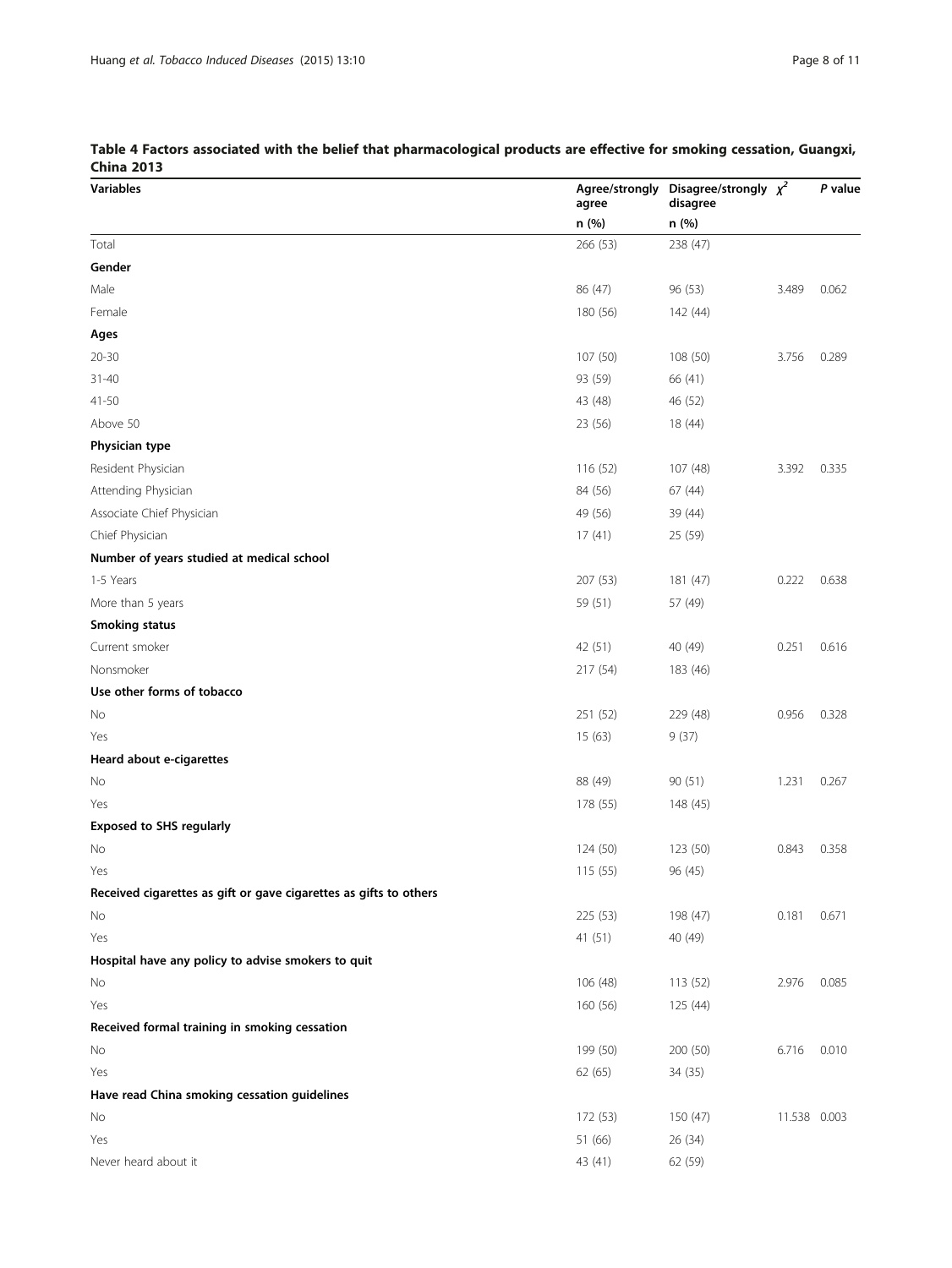**Table 4 Factors associated with the belief that pharmacological products are effective for smoking cessation, Guangxi, China 2013**

| Variables | Agree/strongly agree | Disagree/strongly disagree | $\chi^2$ | *P* value |
|---|---|---|---|---|
| | n (%) | n (%) | | |
| Total | 266 (53) | 238 (47) | | |
| **Gender** | | | | |
| Male | 86 (47) | 96 (53) | 3.489 | 0.062 |
| Female | 180 (56) | 142 (44) | | |
| **Ages** | | | | |
| 20-30 | 107 (50) | 108 (50) | 3.756 | 0.289 |
| 31-40 | 93 (59) | 66 (41) | | |
| 41-50 | 43 (48) | 46 (52) | | |
| Above 50 | 23 (56) | 18 (44) | | |
| **Physician type** | | | | |
| Resident Physician | 116 (52) | 107 (48) | 3.392 | 0.335 |
| Attending Physician | 84 (56) | 67 (44) | | |
| Associate Chief Physician | 49 (56) | 39 (44) | | |
| Chief Physician | 17 (41) | 25 (59) | | |
| **Number of years studied at medical school** | | | | |
| 1-5 Years | 207 (53) | 181 (47) | 0.222 | 0.638 |
| More than 5 years | 59 (51) | 57 (49) | | |
| **Smoking status** | | | | |
| Current smoker | 42 (51) | 40 (49) | 0.251 | 0.616 |
| Nonsmoker | 217 (54) | 183 (46) | | |
| **Use other forms of tobacco** | | | | |
| No | 251 (52) | 229 (48) | 0.956 | 0.328 |
| Yes | 15 (63) | 9 (37) | | |
| **Heard about e-cigarettes** | | | | |
| No | 88 (49) | 90 (51) | 1.231 | 0.267 |
| Yes | 178 (55) | 148 (45) | | |
| **Exposed to SHS regularly** | | | | |
| No | 124 (50) | 123 (50) | 0.843 | 0.358 |
| Yes | 115 (55) | 96 (45) | | |
| **Received cigarettes as gift or gave cigarettes as gifts to others** | | | | |
| No | 225 (53) | 198 (47) | 0.181 | 0.671 |
| Yes | 41 (51) | 40 (49) | | |
| **Hospital have any policy to advise smokers to quit** | | | | |
| No | 106 (48) | 113 (52) | 2.976 | 0.085 |
| Yes | 160 (56) | 125 (44) | | |
| **Received formal training in smoking cessation** | | | | |
| No | 199 (50) | 200 (50) | 6.716 | 0.010 |
| Yes | 62 (65) | 34 (35) | | |
| **Have read China smoking cessation guidelines** | | | | |
| No | 172 (53) | 150 (47) | 11.538 | 0.003 |
| Yes | 51 (66) | 26 (34) | | |
| Never heard about it | 43 (41) | 62 (59) | | |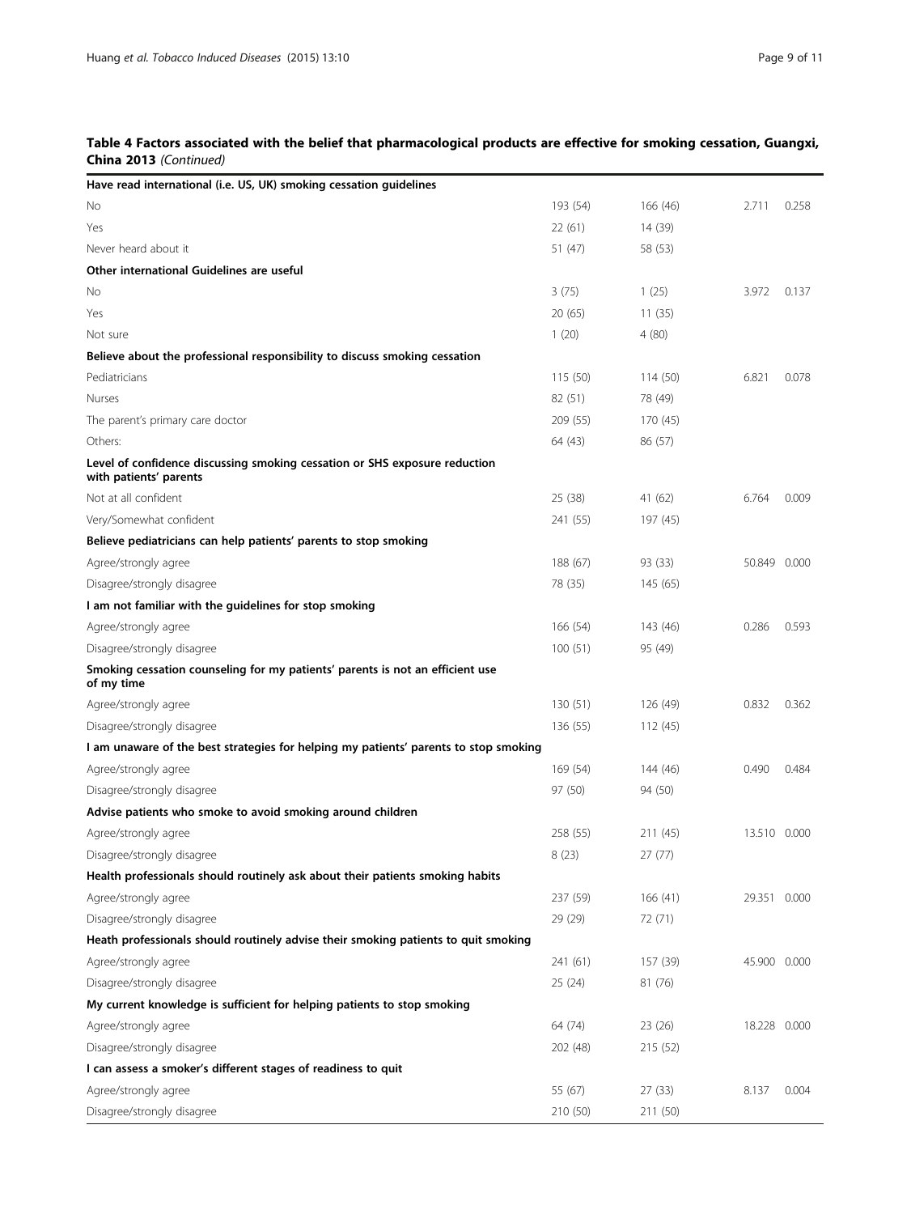**Table 4 Factors associated with the belief that pharmacological products are effective for smoking cessation, Guangxi, China 2013** *(Continued)*

| | | | | |
|---|---|---|---|---|
| **Have read international (i.e. US, UK) smoking cessation guidelines** | | | | |
| No | 193 (54) | 166 (46) | 2.711 | 0.258 |
| Yes | 22 (61) | 14 (39) | | |
| Never heard about it | 51 (47) | 58 (53) | | |
| **Other international Guidelines are useful** | | | | |
| No | 3 (75) | 1 (25) | 3.972 | 0.137 |
| Yes | 20 (65) | 11 (35) | | |
| Not sure | 1 (20) | 4 (80) | | |
| **Believe about the professional responsibility to discuss smoking cessation** | | | | |
| Pediatricians | 115 (50) | 114 (50) | 6.821 | 0.078 |
| Nurses | 82 (51) | 78 (49) | | |
| The parent's primary care doctor | 209 (55) | 170 (45) | | |
| Others: | 64 (43) | 86 (57) | | |
| **Level of confidence discussing smoking cessation or SHS exposure reduction with patients' parents** | | | | |
| Not at all confident | 25 (38) | 41 (62) | 6.764 | 0.009 |
| Very/Somewhat confident | 241 (55) | 197 (45) | | |
| **Believe pediatricians can help patients' parents to stop smoking** | | | | |
| Agree/strongly agree | 188 (67) | 93 (33) | 50.849 | 0.000 |
| Disagree/strongly disagree | 78 (35) | 145 (65) | | |
| **I am not familiar with the guidelines for stop smoking** | | | | |
| Agree/strongly agree | 166 (54) | 143 (46) | 0.286 | 0.593 |
| Disagree/strongly disagree | 100 (51) | 95 (49) | | |
| **Smoking cessation counseling for my patients' parents is not an efficient use of my time** | | | | |
| Agree/strongly agree | 130 (51) | 126 (49) | 0.832 | 0.362 |
| Disagree/strongly disagree | 136 (55) | 112 (45) | | |
| **I am unaware of the best strategies for helping my patients' parents to stop smoking** | | | | |
| Agree/strongly agree | 169 (54) | 144 (46) | 0.490 | 0.484 |
| Disagree/strongly disagree | 97 (50) | 94 (50) | | |
| **Advise patients who smoke to avoid smoking around children** | | | | |
| Agree/strongly agree | 258 (55) | 211 (45) | 13.510 | 0.000 |
| Disagree/strongly disagree | 8 (23) | 27 (77) | | |
| **Health professionals should routinely ask about their patients smoking habits** | | | | |
| Agree/strongly agree | 237 (59) | 166 (41) | 29.351 | 0.000 |
| Disagree/strongly disagree | 29 (29) | 72 (71) | | |
| **Heath professionals should routinely advise their smoking patients to quit smoking** | | | | |
| Agree/strongly agree | 241 (61) | 157 (39) | 45.900 | 0.000 |
| Disagree/strongly disagree | 25 (24) | 81 (76) | | |
| **My current knowledge is sufficient for helping patients to stop smoking** | | | | |
| Agree/strongly agree | 64 (74) | 23 (26) | 18.228 | 0.000 |
| Disagree/strongly disagree | 202 (48) | 215 (52) | | |
| **I can assess a smoker's different stages of readiness to quit** | | | | |
| Agree/strongly agree | 55 (67) | 27 (33) | 8.137 | 0.004 |
| Disagree/strongly disagree | 210 (50) | 211 (50) | | |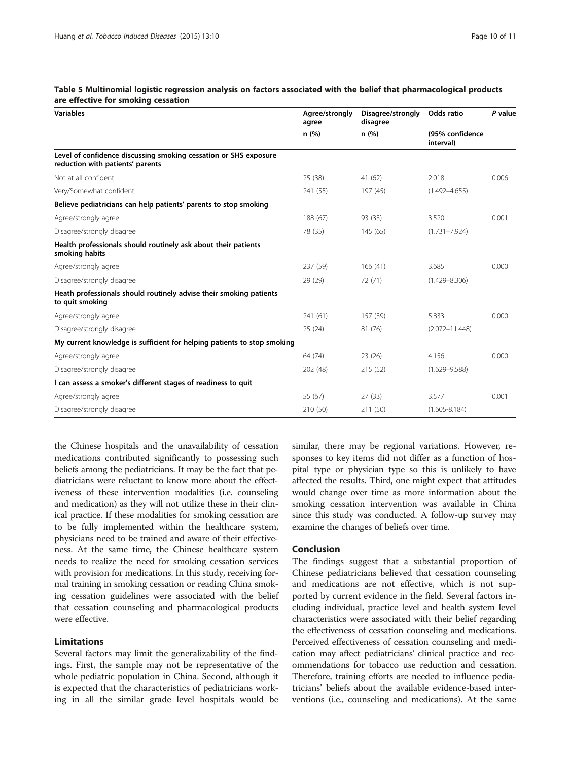**Table 5 Multinomial logistic regression analysis on factors associated with the belief that pharmacological products are effective for smoking cessation**

| Variables | Agree/strongly agree | Disagree/strongly disagree | Odds ratio | *P* value |
|---|---|---|---|---|
| | n (%) | n (%) | (95% confidence interval) | |
| **Level of confidence discussing smoking cessation or SHS exposure reduction with patients' parents** | | | | |
| Not at all confident | 25 (38) | 41 (62) | 2.018 | 0.006 |
| Very/Somewhat confident | 241 (55) | 197 (45) | (1.492–4.655) | |
| **Believe pediatricians can help patients' parents to stop smoking** | | | | |
| Agree/strongly agree | 188 (67) | 93 (33) | 3.520 | 0.001 |
| Disagree/strongly disagree | 78 (35) | 145 (65) | (1.731–7.924) | |
| **Health professionals should routinely ask about their patients smoking habits** | | | | |
| Agree/strongly agree | 237 (59) | 166 (41) | 3.685 | 0.000 |
| Disagree/strongly disagree | 29 (29) | 72 (71) | (1.429–8.306) | |
| **Heath professionals should routinely advise their smoking patients to quit smoking** | | | | |
| Agree/strongly agree | 241 (61) | 157 (39) | 5.833 | 0.000 |
| Disagree/strongly disagree | 25 (24) | 81 (76) | (2.072–11.448) | |
| **My current knowledge is sufficient for helping patients to stop smoking** | | | | |
| Agree/strongly agree | 64 (74) | 23 (26) | 4.156 | 0.000 |
| Disagree/strongly disagree | 202 (48) | 215 (52) | (1.629–9.588) | |
| **I can assess a smoker's different stages of readiness to quit** | | | | |
| Agree/strongly agree | 55 (67) | 27 (33) | 3.577 | 0.001 |
| Disagree/strongly disagree | 210 (50) | 211 (50) | (1.605-8.184) | |

the Chinese hospitals and the unavailability of cessation medications contributed significantly to possessing such beliefs among the pediatricians. It may be the fact that pediatricians were reluctant to know more about the effectiveness of these intervention modalities (i.e. counseling and medication) as they will not utilize these in their clinical practice. If these modalities for smoking cessation are to be fully implemented within the healthcare system, physicians need to be trained and aware of their effectiveness. At the same time, the Chinese healthcare system needs to realize the need for smoking cessation services with provision for medications. In this study, receiving formal training in smoking cessation or reading China smoking cessation guidelines were associated with the belief that cessation counseling and pharmacological products were effective.

## Limitations

Several factors may limit the generalizability of the findings. First, the sample may not be representative of the whole pediatric population in China. Second, although it is expected that the characteristics of pediatricians working in all the similar grade level hospitals would be similar, there may be regional variations. However, responses to key items did not differ as a function of hospital type or physician type so this is unlikely to have affected the results. Third, one might expect that attitudes would change over time as more information about the smoking cessation intervention was available in China since this study was conducted. A follow-up survey may examine the changes of beliefs over time.

## Conclusion

The findings suggest that a substantial proportion of Chinese pediatricians believed that cessation counseling and medications are not effective, which is not supported by current evidence in the field. Several factors including individual, practice level and health system level characteristics were associated with their belief regarding the effectiveness of cessation counseling and medications. Perceived effectiveness of cessation counseling and medication may affect pediatricians' clinical practice and recommendations for tobacco use reduction and cessation. Therefore, training efforts are needed to influence pediatricians' beliefs about the available evidence-based interventions (i.e., counseling and medications). At the same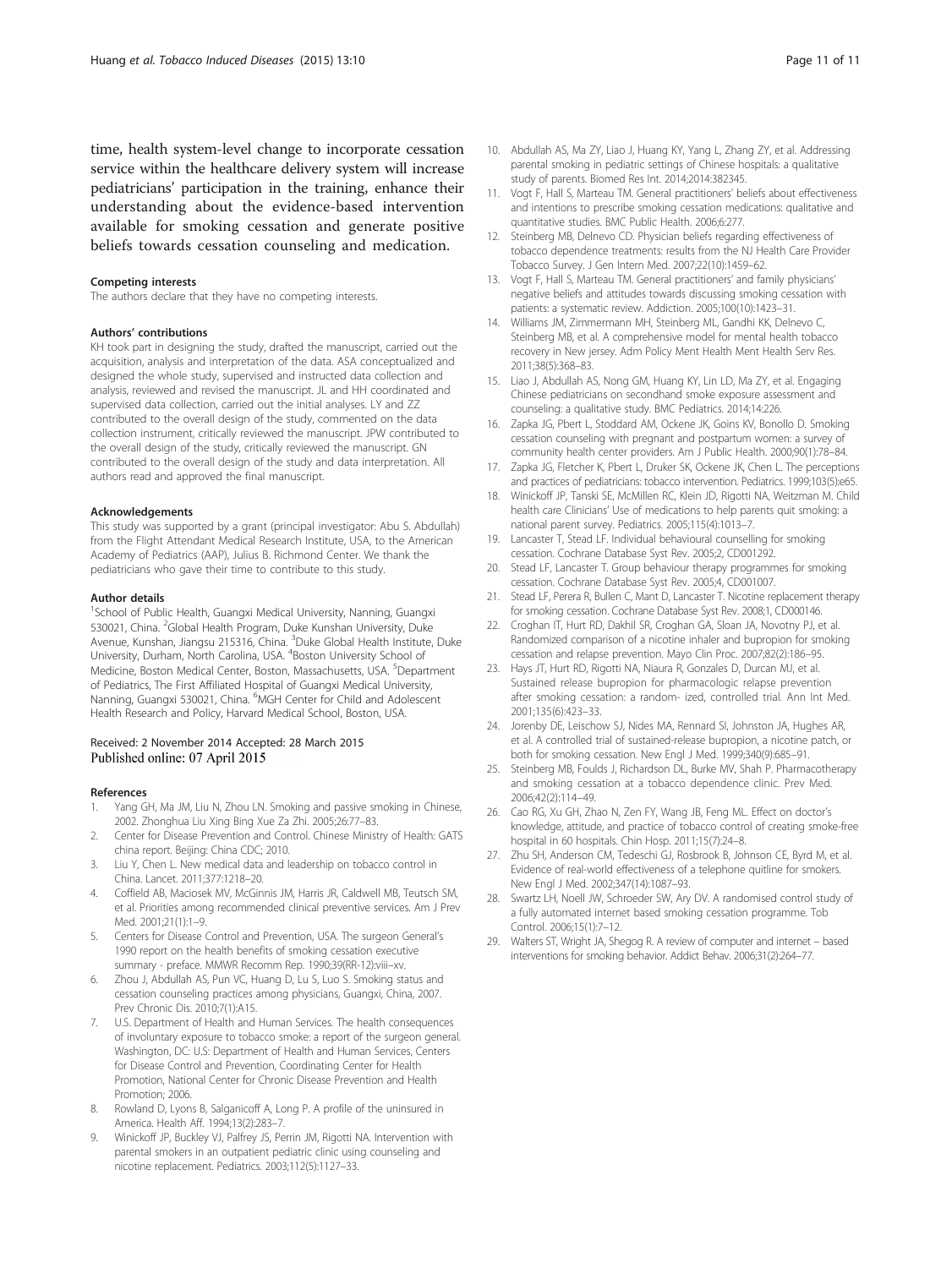time, health system-level change to incorporate cessation service within the healthcare delivery system will increase pediatricians' participation in the training, enhance their understanding about the evidence-based intervention available for smoking cessation and generate positive beliefs towards cessation counseling and medication.

#### Competing interests

The authors declare that they have no competing interests.

#### Authors' contributions

KH took part in designing the study, drafted the manuscript, carried out the acquisition, analysis and interpretation of the data. ASA conceptualized and designed the whole study, supervised and instructed data collection and analysis, reviewed and revised the manuscript. JL and HH coordinated and supervised data collection, carried out the initial analyses. LY and ZZ contributed to the overall design of the study, commented on the data collection instrument, critically reviewed the manuscript. JPW contributed to the overall design of the study, critically reviewed the manuscript. GN contributed to the overall design of the study and data interpretation. All authors read and approved the final manuscript.

#### Acknowledgements

This study was supported by a grant (principal investigator: Abu S. Abdullah) from the Flight Attendant Medical Research Institute, USA, to the American Academy of Pediatrics (AAP), Julius B. Richmond Center. We thank the pediatricians who gave their time to contribute to this study.

#### Author details

[1]School of Public Health, Guangxi Medical University, Nanning, Guangxi 530021, China. [2]Global Health Program, Duke Kunshan University, Duke Avenue, Kunshan, Jiangsu 215316, China. [3]Duke Global Health Institute, Duke University, Durham, North Carolina, USA. [4]Boston University School of Medicine, Boston Medical Center, Boston, Massachusetts, USA. [5]Department of Pediatrics, The First Affiliated Hospital of Guangxi Medical University, Nanning, Guangxi 530021, China. [6]MGH Center for Child and Adolescent Health Research and Policy, Harvard Medical School, Boston, USA.

Received: 2 November 2014 Accepted: 28 March 2015
Published online: 07 April 2015

#### References

1. Yang GH, Ma JM, Liu N, Zhou LN. Smoking and passive smoking in Chinese, 2002. Zhonghua Liu Xing Bing Xue Za Zhi. 2005;26:77–83.
2. Center for Disease Prevention and Control. Chinese Ministry of Health: GATS china report. Beijing: China CDC; 2010.
3. Liu Y, Chen L. New medical data and leadership on tobacco control in China. Lancet. 2011;377:1218–20.
4. Coffield AB, Maciosek MV, McGinnis JM, Harris JR, Caldwell MB, Teutsch SM, et al. Priorities among recommended clinical preventive services. Am J Prev Med. 2001;21(1):1–9.
5. Centers for Disease Control and Prevention, USA. The surgeon General's 1990 report on the health benefits of smoking cessation executive summary - preface. MMWR Recomm Rep. 1990;39(RR-12):viii–xv.
6. Zhou J, Abdullah AS, Pun VC, Huang D, Lu S, Luo S. Smoking status and cessation counseling practices among physicians, Guangxi, China, 2007. Prev Chronic Dis. 2010;7(1):A15.
7. U.S. Department of Health and Human Services. The health consequences of involuntary exposure to tobacco smoke: a report of the surgeon general. Washington, DC: U.S: Department of Health and Human Services, Centers for Disease Control and Prevention, Coordinating Center for Health Promotion, National Center for Chronic Disease Prevention and Health Promotion; 2006.
8. Rowland D, Lyons B, Salganicoff A, Long P. A profile of the uninsured in America. Health Aff. 1994;13(2):283–7.
9. Winickoff JP, Buckley VJ, Palfrey JS, Perrin JM, Rigotti NA. Intervention with parental smokers in an outpatient pediatric clinic using counseling and nicotine replacement. Pediatrics. 2003;112(5):1127–33.
10. Abdullah AS, Ma ZY, Liao J, Huang KY, Yang L, Zhang ZY, et al. Addressing parental smoking in pediatric settings of Chinese hospitals: a qualitative study of parents. Biomed Res Int. 2014;2014:382345.
11. Vogt F, Hall S, Marteau TM. General practitioners' beliefs about effectiveness and intentions to prescribe smoking cessation medications: qualitative and quantitative studies. BMC Public Health. 2006;6:277.
12. Steinberg MB, Delnevo CD. Physician beliefs regarding effectiveness of tobacco dependence treatments: results from the NJ Health Care Provider Tobacco Survey. J Gen Intern Med. 2007;22(10):1459–62.
13. Vogt F, Hall S, Marteau TM. General practitioners' and family physicians' negative beliefs and attitudes towards discussing smoking cessation with patients: a systematic review. Addiction. 2005;100(10):1423–31.
14. Williams JM, Zimmermann MH, Steinberg ML, Gandhi KK, Delnevo C, Steinberg MB, et al. A comprehensive model for mental health tobacco recovery in New jersey. Adm Policy Ment Health Ment Health Serv Res. 2011;38(5):368–83.
15. Liao J, Abdullah AS, Nong GM, Huang KY, Lin LD, Ma ZY, et al. Engaging Chinese pediatricians on secondhand smoke exposure assessment and counseling: a qualitative study. BMC Pediatrics. 2014;14:226.
16. Zapka JG, Pbert L, Stoddard AM, Ockene JK, Goins KV, Bonollo D. Smoking cessation counseling with pregnant and postpartum women: a survey of community health center providers. Am J Public Health. 2000;90(1):78–84.
17. Zapka JG, Fletcher K, Pbert L, Druker SK, Ockene JK, Chen L. The perceptions and practices of pediatricians: tobacco intervention. Pediatrics. 1999;103(5):e65.
18. Winickoff JP, Tanski SE, McMillen RC, Klein JD, Rigotti NA, Weitzman M. Child health care Clinicians' Use of medications to help parents quit smoking: a national parent survey. Pediatrics. 2005;115(4):1013–7.
19. Lancaster T, Stead LF. Individual behavioural counselling for smoking cessation. Cochrane Database Syst Rev. 2005;2, CD001292.
20. Stead LF, Lancaster T. Group behaviour therapy programmes for smoking cessation. Cochrane Database Syst Rev. 2005;4, CD001007.
21. Stead LF, Perera R, Bullen C, Mant D, Lancaster T. Nicotine replacement therapy for smoking cessation. Cochrane Database Syst Rev. 2008;1, CD000146.
22. Croghan IT, Hurt RD, Dakhil SR, Croghan GA, Sloan JA, Novotny PJ, et al. Randomized comparison of a nicotine inhaler and bupropion for smoking cessation and relapse prevention. Mayo Clin Proc. 2007;82(2):186–95.
23. Hays JT, Hurt RD, Rigotti NA, Niaura R, Gonzales D, Durcan MJ, et al. Sustained release bupropion for pharmacologic relapse prevention after smoking cessation: a random- ized, controlled trial. Ann Int Med. 2001;135(6):423–33.
24. Jorenby DE, Leischow SJ, Nides MA, Rennard SI, Johnston JA, Hughes AR, et al. A controlled trial of sustained-release bupropion, a nicotine patch, or both for smoking cessation. New Engl J Med. 1999;340(9):685–91.
25. Steinberg MB, Foulds J, Richardson DL, Burke MV, Shah P. Pharmacotherapy and smoking cessation at a tobacco dependence clinic. Prev Med. 2006;42(2):114–49.
26. Cao RG, Xu GH, Zhao N, Zen FY, Wang JB, Feng ML. Effect on doctor's knowledge, attitude, and practice of tobacco control of creating smoke-free hospital in 60 hospitals. Chin Hosp. 2011;15(7):24–8.
27. Zhu SH, Anderson CM, Tedeschi GJ, Rosbrook B, Johnson CE, Byrd M, et al. Evidence of real-world effectiveness of a telephone quitline for smokers. New Engl J Med. 2002;347(14):1087–93.
28. Swartz LH, Noell JW, Schroeder SW, Ary DV. A randomised control study of a fully automated internet based smoking cessation programme. Tob Control. 2006;15(1):7–12.
29. Walters ST, Wright JA, Shegog R. A review of computer and internet – based interventions for smoking behavior. Addict Behav. 2006;31(2):264–77.